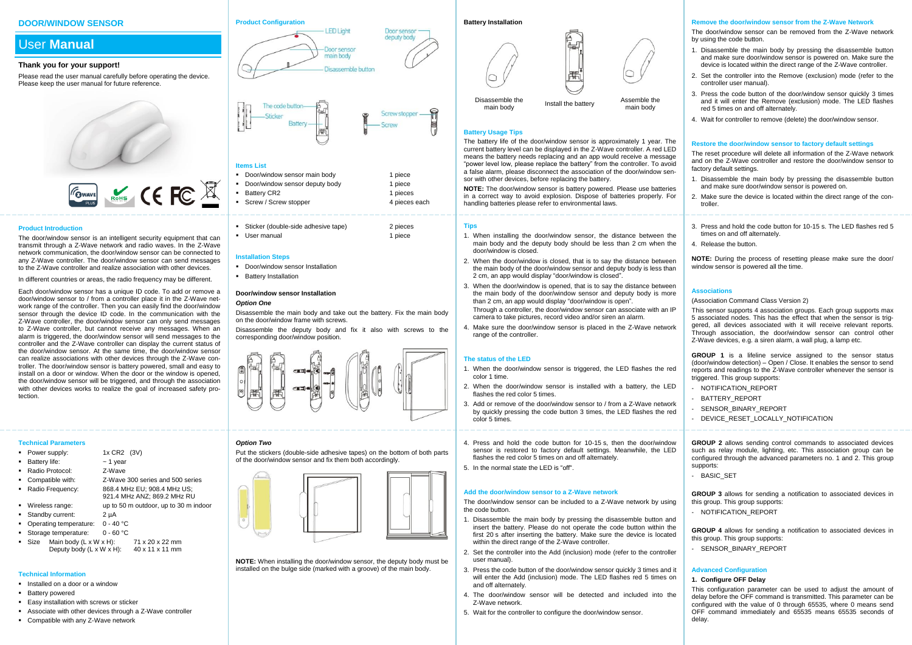## DOOR/WINDOW SENSOR

# User **Manual**

**Thank you for your support!**

Please read the user manual carefully before operating the device. Please keep the user manual for future reference.

### Product Introduction

The door/window sensor is an intelligent security equipment that can transmit through a Z-Wave network and radio waves. In the Z-Wave network communication, the door/window sensor can be connected to any Z-Wave controller. The door/window sensor can send messages to the Z-Wave controller and realize association with other devices.

In different countries or areas, the radio frequency may be different.

Each door/window sensor has a unique ID code. To add or remove a door/window sensor to / from a controller place it in the Z-Wave network range of the controller. Then you can easily find the door/window sensor through the device ID code. In the communication with the Z-Wave controller, the door/window sensor can only send messages to Z-Wave controller, but cannot receive any messages. When an alarm is triggered, the door/window sensor will send messages to the controller and the Z-Wave controller can display the current status of the door/window sensor. At the same time, the door/window sensor can realize associations with other devices through the Z-Wave controller. The door/window sensor is battery powered, small and easy to install on a door or window. When the door or the window is opened, the door/window sensor will be triggered, and through the association with other devices works to realize the goal of increased safety protection.

### Technical Parameters

- Power supply: 1x CR2 (3V)
- Battery life: ~ 1 year
- Radio Protocol: Z-Wave
- Compatible with: Z-Wave 300 series and 500 series
- Radio Frequency: 868.4 MHz EU; 908.4 MHz US; 921.4 MHz ANZ; 869.2 MHz RU
- Wireless range: up to 50 m outdoor, up to 30 m indoor
- Standby current: 2 µA
- Operating temperature: 0 - 40 °C
- Storage temperature: 0 - 60 °C
- Size Main body (L x W x H): 71 x 20 x 22 mm
  Deputy body (L x W x H): 40 x 11 x 11 mm

### Technical Information

- Installed on a door or a window
- Battery powered
- Easy installation with screws or sticker
- Associate with other devices through a Z-Wave controller
- Compatible with any Z-Wave network

### Product Configuration

LED Light; Door sensor main body; Disassemble button; Door sensor deputy body; The code button; Sticker; Battery; Screw stopper; Screw

### Items List

| | |
|---|---|
| Door/window sensor main body | 1 piece |
| Door/window sensor deputy body | 1 piece |
| Battery CR2 | 1 pieces |
| Screw / Screw stopper | 4 pieces each |
| Sticker (double-side adhesive tape) | 2 pieces |
| User manual | 1 piece |

### Installation Steps

- Door/window sensor Installation
- Battery Installation

### Door/window sensor Installation

***Option One***

Disassemble the main body and take out the battery. Fix the main body on the door/window frame with screws.

Disassemble the deputy body and fix it also with screws to the corresponding door/window position.

***Option Two***

Put the stickers (double-side adhesive tapes) on the bottom of both parts of the door/window sensor and fix them both accordingly.

**NOTE:** When installing the door/window sensor, the deputy body must be installed on the bulge side (marked with a groove) of the main body.

### Battery Installation

Disassemble the main body — Install the battery — Assemble the main body

### Battery Usage Tips

The battery life of the door/window sensor is approximately 1 year. The current battery level can be displayed in the Z-Wave controller. A red LED means the battery needs replacing and an app would receive a message "power level low, please replace the battery" from the controller. To avoid a false alarm, please disconnect the association of the door/window sensor with other devices, before replacing the battery.

**NOTE:** The door/window sensor is battery powered. Please use batteries in a correct way to avoid explosion. Dispose of batteries properly. For handling batteries please refer to environmental laws.

### Tips

1. When installing the door/window sensor, the distance between the main body and the deputy body should be less than 2 cm when the door/window is closed.
2. When the door/window is closed, that is to say the distance between the main body of the door/window sensor and deputy body is less than 2 cm, an app would display "door/window is closed".
3. When the door/window is opened, that is to say the distance between the main body of the door/window sensor and deputy body is more than 2 cm, an app would display "door/window is open".
   Through a controller, the door/window sensor can associate with an IP camera to take pictures, record video and/or siren an alarm.
4. Make sure the door/window sensor is placed in the Z-Wave network range of the controller.

### The status of the LED

1. When the door/window sensor is triggered, the LED flashes the red color 1 time.
2. When the door/window sensor is installed with a battery, the LED flashes the red color 5 times.
3. Add or remove of the door/window sensor to / from a Z-Wave network by quickly pressing the code button 3 times, the LED flashes the red color 5 times.
4. Press and hold the code button for 10-15 s, then the door/window sensor is restored to factory default settings. Meanwhile, the LED flashes the red color 5 times on and off alternately.
5. In the normal state the LED is "off".

### Add the door/window sensor to a Z-Wave network

The door/window sensor can be included to a Z-Wave network by using the code button.

1. Disassemble the main body by pressing the disassemble button and insert the battery. Please do not operate the code button within the first 20 s after inserting the battery. Make sure the device is located within the direct range of the Z-Wave controller.
2. Set the controller into the Add (inclusion) mode (refer to the controller user manual).
3. Press the code button of the door/window sensor quickly 3 times and it will enter the Add (inclusion) mode. The LED flashes red 5 times on and off alternately.
4. The door/window sensor will be detected and included into the Z-Wave network.
5. Wait for the controller to configure the door/window sensor.

### Remove the door/window sensor from the Z-Wave Network

The door/window sensor can be removed from the Z-Wave network by using the code button.

1. Disassemble the main body by pressing the disassemble button and make sure door/window sensor is powered on. Make sure the device is located within the direct range of the Z-Wave controller.
2. Set the controller into the Remove (exclusion) mode (refer to the controller user manual).
3. Press the code button of the door/window sensor quickly 3 times and it will enter the Remove (exclusion) mode. The LED flashes red 5 times on and off alternately.
4. Wait for controller to remove (delete) the door/window sensor.

### Restore the door/window sensor to factory default settings

The reset procedure will delete all information of the Z-Wave network and on the Z-Wave controller and restore the door/window sensor to factory default settings.

1. Disassemble the main body by pressing the disassemble button and make sure door/window sensor is powered on.
2. Make sure the device is located within the direct range of the controller.
3. Press and hold the code button for 10-15 s. The LED flashes red 5 times on and off alternately.
4. Release the button.

**NOTE:** During the process of resetting please make sure the door/window sensor is powered all the time.

### Associations

(Association Command Class Version 2)

This sensor supports 4 association groups. Each group supports max 5 associated nodes. This has the effect that when the sensor is triggered, all devices associated with it will receive relevant reports. Through association, the door/window sensor can control other Z-Wave devices, e.g. a siren alarm, a wall plug, a lamp etc.

**GROUP 1** is a lifeline service assigned to the sensor status (door/window detection) – Open / Close. It enables the sensor to send reports and readings to the Z-Wave controller whenever the sensor is triggered. This group supports:

- NOTIFICATION_REPORT
- BATTERY_REPORT
- SENSOR_BINARY_REPORT
- DEVICE_RESET_LOCALLY_NOTIFICATION

**GROUP 2** allows sending control commands to associated devices such as relay module, lighting, etc. This association group can be configured through the advanced parameters no. 1 and 2. This group supports:

- BASIC_SET

**GROUP 3** allows for sending a notification to associated devices in this group. This group supports:

- NOTIFICATION_REPORT

**GROUP 4** allows for sending a notification to associated devices in this group. This group supports:

- SENSOR_BINARY_REPORT

### Advanced Configuration

**1. Configure OFF Delay**

This configuration parameter can be used to adjust the amount of delay before the OFF command is transmitted. This parameter can be configured with the value of 0 through 65535, where 0 means send OFF command immediately and 65535 means 65535 seconds of delay.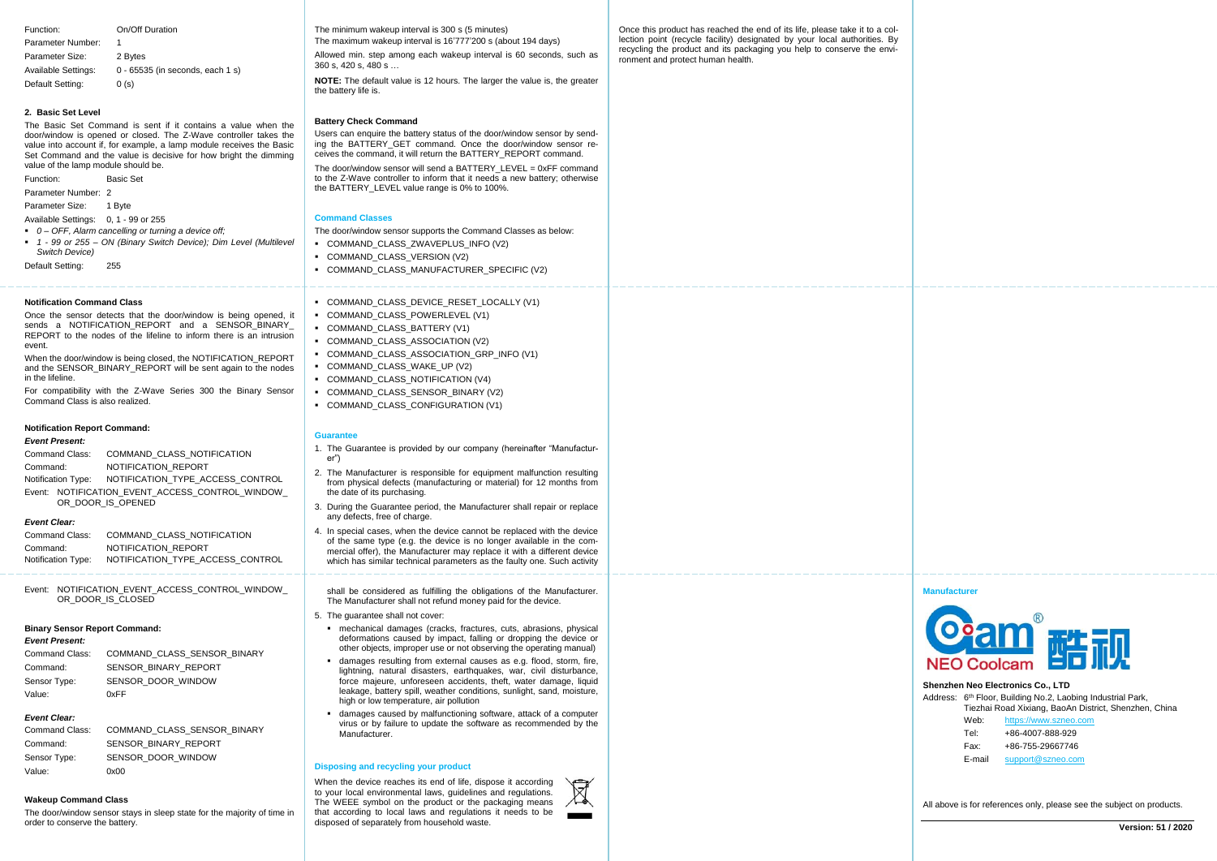| | |
|---|---|
| Function: | On/Off Duration |
| Parameter Number: | 1 |
| Parameter Size: | 2 Bytes |
| Available Settings: | 0 - 65535 (in seconds, each 1 s) |
| Default Setting: | 0 (s) |

### 2. Basic Set Level

The Basic Set Command is sent if it contains a value when the door/window is opened or closed. The Z-Wave controller takes the value into account if, for example, a lamp module receives the Basic Set Command and the value is decisive for how bright the dimming value of the lamp module should be.

| | |
|---|---|
| Function: | Basic Set |
| Parameter Number: | 2 |
| Parameter Size: | 1 Byte |
| Available Settings: | 0, 1 - 99 or 255 |

- *0 – OFF, Alarm cancelling or turning a device off;*
- *1 - 99 or 255 – ON (Binary Switch Device); Dim Level (Multilevel Switch Device)*

Default Setting: 255

### Notification Command Class

Once the sensor detects that the door/window is being opened, it sends a NOTIFICATION_REPORT and a SENSOR_BINARY_REPORT to the nodes of the lifeline to inform there is an intrusion event.

When the door/window is being closed, the NOTIFICATION_REPORT and the SENSOR_BINARY_REPORT will be sent again to the nodes in the lifeline.

For compatibility with the Z-Wave Series 300 the Binary Sensor Command Class is also realized.

### Notification Report Command:

***Event Present:***

| | |
|---|---|
| Command Class: | COMMAND_CLASS_NOTIFICATION |
| Command: | NOTIFICATION_REPORT |
| Notification Type: | NOTIFICATION_TYPE_ACCESS_CONTROL |
| Event: | NOTIFICATION_EVENT_ACCESS_CONTROL_WINDOW_OR_DOOR_IS_OPENED |

***Event Clear:***

| | |
|---|---|
| Command Class: | COMMAND_CLASS_NOTIFICATION |
| Command: | NOTIFICATION_REPORT |
| Notification Type: | NOTIFICATION_TYPE_ACCESS_CONTROL |
| Event: | NOTIFICATION_EVENT_ACCESS_CONTROL_WINDOW_OR_DOOR_IS_CLOSED |

### Binary Sensor Report Command:

***Event Present:***

| | |
|---|---|
| Command Class: | COMMAND_CLASS_SENSOR_BINARY |
| Command: | SENSOR_BINARY_REPORT |
| Sensor Type: | SENSOR_DOOR_WINDOW |
| Value: | 0xFF |

***Event Clear:***

| | |
|---|---|
| Command Class: | COMMAND_CLASS_SENSOR_BINARY |
| Command: | SENSOR_BINARY_REPORT |
| Sensor Type: | SENSOR_DOOR_WINDOW |
| Value: | 0x00 |

### Wakeup Command Class

The door/window sensor stays in sleep state for the majority of time in order to conserve the battery.

The minimum wakeup interval is 300 s (5 minutes)
The maximum wakeup interval is 16'777'200 s (about 194 days)

Allowed min. step among each wakeup interval is 60 seconds, such as 360 s, 420 s, 480 s …

**NOTE:** The default value is 12 hours. The larger the value is, the greater the battery life is.

### Battery Check Command

Users can enquire the battery status of the door/window sensor by sending the BATTERY_GET command. Once the door/window sensor receives the command, it will return the BATTERY_REPORT command.

The door/window sensor will send a BATTERY_LEVEL = 0xFF command to the Z-Wave controller to inform that it needs a new battery; otherwise the BATTERY_LEVEL value range is 0% to 100%.

## Command Classes

The door/window sensor supports the Command Classes as below:

- COMMAND_CLASS_ZWAVEPLUS_INFO (V2)
- COMMAND_CLASS_VERSION (V2)
- COMMAND_CLASS_MANUFACTURER_SPECIFIC (V2)
- COMMAND_CLASS_DEVICE_RESET_LOCALLY (V1)
- COMMAND_CLASS_POWERLEVEL (V1)
- COMMAND_CLASS_BATTERY (V1)
- COMMAND_CLASS_ASSOCIATION (V2)
- COMMAND_CLASS_ASSOCIATION_GRP_INFO (V1)
- COMMAND_CLASS_WAKE_UP (V2)
- COMMAND_CLASS_NOTIFICATION (V4)
- COMMAND_CLASS_SENSOR_BINARY (V2)
- COMMAND_CLASS_CONFIGURATION (V1)

## Guarantee

1. The Guarantee is provided by our company (hereinafter "Manufacturer")
2. The Manufacturer is responsible for equipment malfunction resulting from physical defects (manufacturing or material) for 12 months from the date of its purchasing.
3. During the Guarantee period, the Manufacturer shall repair or replace any defects, free of charge.
4. In special cases, when the device cannot be replaced with the device of the same type (e.g. the device is no longer available in the commercial offer), the Manufacturer may replace it with a different device which has similar technical parameters as the faulty one. Such activity shall be considered as fulfilling the obligations of the Manufacturer. The Manufacturer shall not refund money paid for the device.
5. The guarantee shall not cover:
   - mechanical damages (cracks, fractures, cuts, abrasions, physical deformations caused by impact, falling or dropping the device or other objects, improper use or not observing the operating manual)
   - damages resulting from external causes as e.g. flood, storm, fire, lightning, natural disasters, earthquakes, war, civil disturbance, force majeure, unforeseen accidents, theft, water damage, liquid leakage, battery spill, weather conditions, sunlight, sand, moisture, high or low temperature, air pollution
   - damages caused by malfunctioning software, attack of a computer virus or by failure to update the software as recommended by the Manufacturer.

## Disposing and recycling your product

When the device reaches its end of life, dispose it according to your local environmental laws, guidelines and regulations. The WEEE symbol on the product or the packaging means that according to local laws and regulations it needs to be disposed of separately from household waste.

Once this product has reached the end of its life, please take it to a collection point (recycle facility) designated by your local authorities. By recycling the product and its packaging you help to conserve the environment and protect human health.

## Manufacturer

NEO Coolcam 酷视

**Shenzhen Neo Electronics Co., LTD**

Address: 6th Floor, Building No.2, Laobing Industrial Park, Tiezhai Road Xixiang, BaoAn District, Shenzhen, China

| | |
|---|---|
| Web: | https://www.szneo.com |
| Tel: | +86-4007-888-929 |
| Fax: | +86-755-29667746 |
| E-mail | support@szneo.com |

All above is for references only, please see the subject on products.

**Version: 51 / 2020**